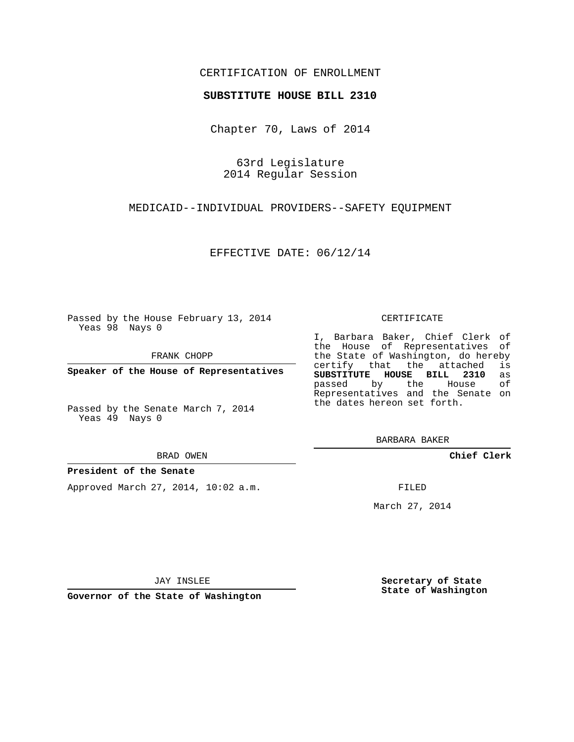CERTIFICATION OF ENROLLMENT

**SUBSTITUTE HOUSE BILL 2310**

Chapter 70, Laws of 2014

63rd Legislature
2014 Regular Session

MEDICAID--INDIVIDUAL PROVIDERS--SAFETY EQUIPMENT

EFFECTIVE DATE: 06/12/14

Passed by the House February 13, 2014
Yeas 98 Nays 0

FRANK CHOPP

**Speaker of the House of Representatives**

Passed by the Senate March 7, 2014
Yeas 49 Nays 0

BRAD OWEN

**President of the Senate**

Approved March 27, 2014, 10:02 a.m.

JAY INSLEE

**Governor of the State of Washington**

CERTIFICATE

I, Barbara Baker, Chief Clerk of the House of Representatives of the State of Washington, do hereby certify that the attached is **SUBSTITUTE HOUSE BILL 2310** as passed by the House of Representatives and the Senate on the dates hereon set forth.

BARBARA BAKER

**Chief Clerk**

FILED

March 27, 2014

**Secretary of State**
**State of Washington**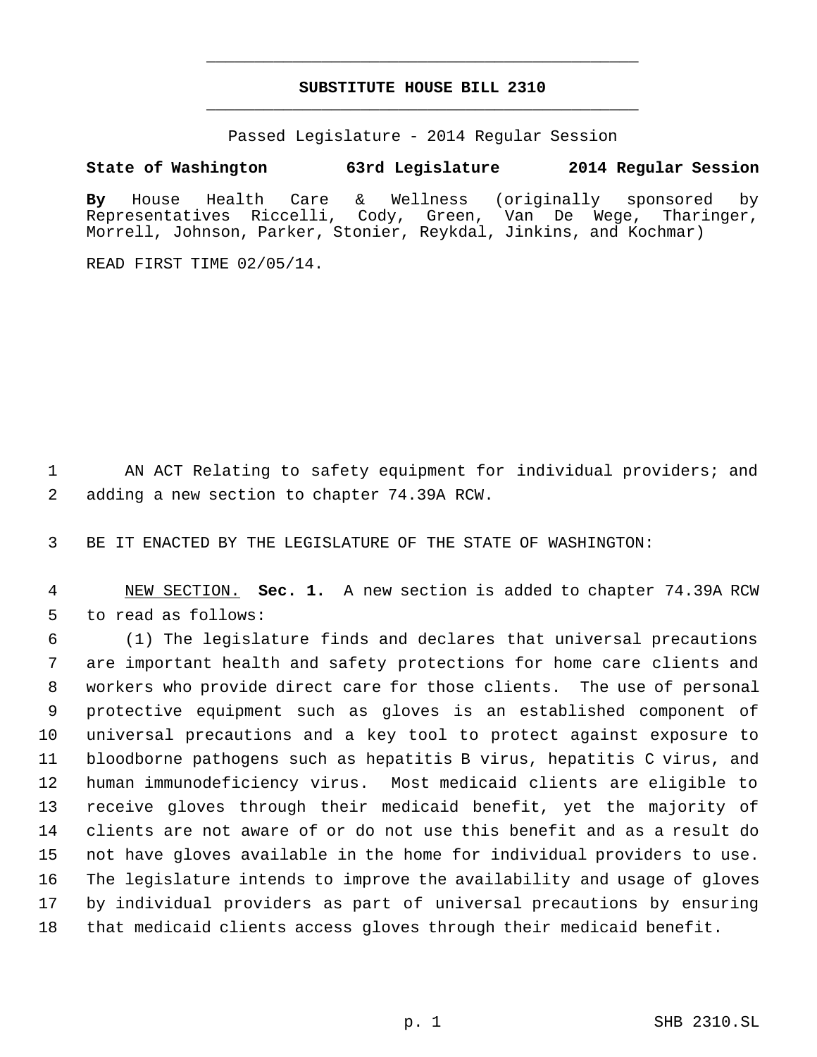# SUBSTITUTE HOUSE BILL 2310

Passed Legislature - 2014 Regular Session

**State of Washington 63rd Legislature 2014 Regular Session**

**By** House Health Care & Wellness (originally sponsored by Representatives Riccelli, Cody, Green, Van De Wege, Tharinger, Morrell, Johnson, Parker, Stonier, Reykdal, Jinkins, and Kochmar)

READ FIRST TIME 02/05/14.

AN ACT Relating to safety equipment for individual providers; and adding a new section to chapter 74.39A RCW.

BE IT ENACTED BY THE LEGISLATURE OF THE STATE OF WASHINGTON:

NEW SECTION. **Sec. 1.** A new section is added to chapter 74.39A RCW to read as follows:

(1) The legislature finds and declares that universal precautions are important health and safety protections for home care clients and workers who provide direct care for those clients. The use of personal protective equipment such as gloves is an established component of universal precautions and a key tool to protect against exposure to bloodborne pathogens such as hepatitis B virus, hepatitis C virus, and human immunodeficiency virus. Most medicaid clients are eligible to receive gloves through their medicaid benefit, yet the majority of clients are not aware of or do not use this benefit and as a result do not have gloves available in the home for individual providers to use. The legislature intends to improve the availability and usage of gloves by individual providers as part of universal precautions by ensuring that medicaid clients access gloves through their medicaid benefit.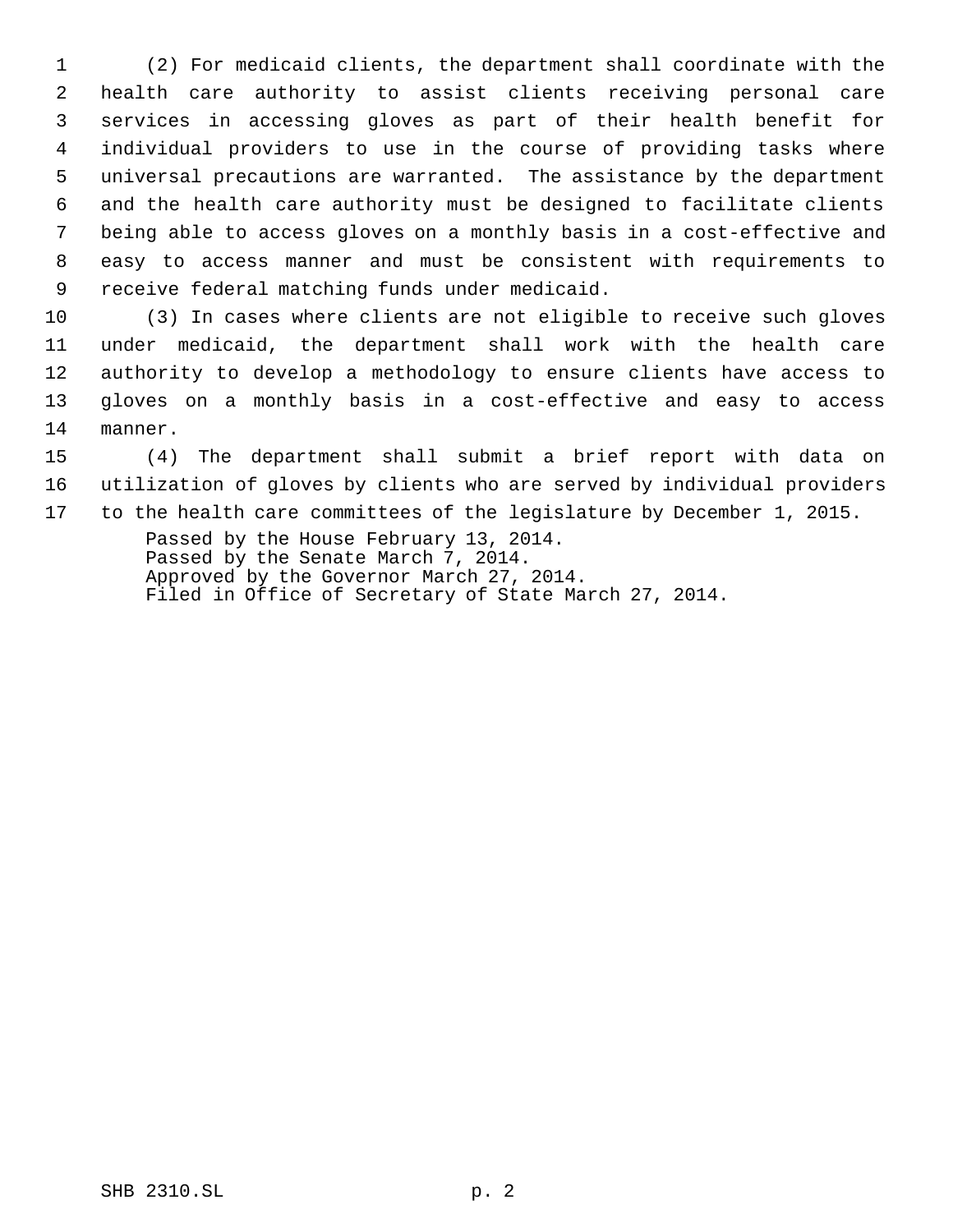(2) For medicaid clients, the department shall coordinate with the health care authority to assist clients receiving personal care services in accessing gloves as part of their health benefit for individual providers to use in the course of providing tasks where universal precautions are warranted. The assistance by the department and the health care authority must be designed to facilitate clients being able to access gloves on a monthly basis in a cost-effective and easy to access manner and must be consistent with requirements to receive federal matching funds under medicaid.

(3) In cases where clients are not eligible to receive such gloves under medicaid, the department shall work with the health care authority to develop a methodology to ensure clients have access to gloves on a monthly basis in a cost-effective and easy to access manner.

(4) The department shall submit a brief report with data on utilization of gloves by clients who are served by individual providers to the health care committees of the legislature by December 1, 2015.

Passed by the House February 13, 2014.
Passed by the Senate March 7, 2014.
Approved by the Governor March 27, 2014.
Filed in Office of Secretary of State March 27, 2014.